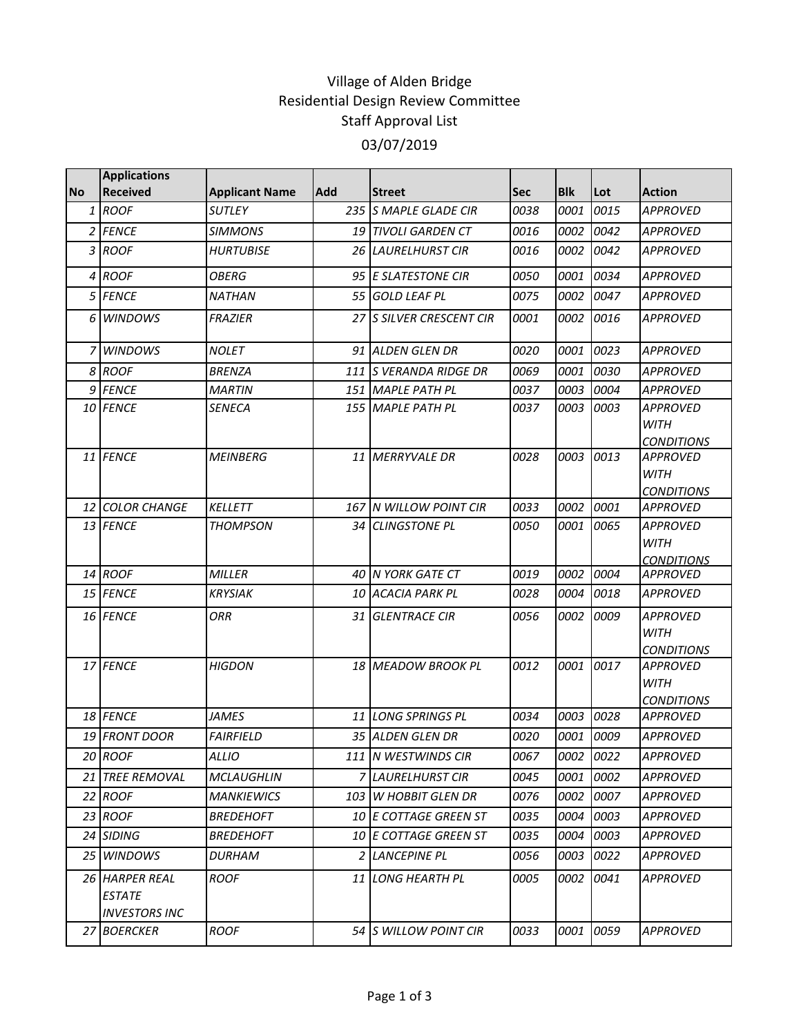# Village of Alden Bridge
## Residential Design Review Committee
## Staff Approval List
## 03/07/2019

| No | Applications Received | Applicant Name | Add | Street | Sec | Blk | Lot | Action |
|---|---|---|---|---|---|---|---|---|
| 1 | ROOF | SUTLEY | 235 | S MAPLE GLADE CIR | 0038 | 0001 | 0015 | APPROVED |
| 2 | FENCE | SIMMONS | 19 | TIVOLI GARDEN CT | 0016 | 0002 | 0042 | APPROVED |
| 3 | ROOF | HURTUBISE | 26 | LAURELHURST CIR | 0016 | 0002 | 0042 | APPROVED |
| 4 | ROOF | OBERG | 95 | E SLATESTONE CIR | 0050 | 0001 | 0034 | APPROVED |
| 5 | FENCE | NATHAN | 55 | GOLD LEAF PL | 0075 | 0002 | 0047 | APPROVED |
| 6 | WINDOWS | FRAZIER | 27 | S SILVER CRESCENT CIR | 0001 | 0002 | 0016 | APPROVED |
| 7 | WINDOWS | NOLET | 91 | ALDEN GLEN DR | 0020 | 0001 | 0023 | APPROVED |
| 8 | ROOF | BRENZA | 111 | S VERANDA RIDGE DR | 0069 | 0001 | 0030 | APPROVED |
| 9 | FENCE | MARTIN | 151 | MAPLE PATH PL | 0037 | 0003 | 0004 | APPROVED |
| 10 | FENCE | SENECA | 155 | MAPLE PATH PL | 0037 | 0003 | 0003 | APPROVED WITH CONDITIONS |
| 11 | FENCE | MEINBERG | 11 | MERRYVALE DR | 0028 | 0003 | 0013 | APPROVED WITH CONDITIONS |
| 12 | COLOR CHANGE | KELLETT | 167 | N WILLOW POINT CIR | 0033 | 0002 | 0001 | APPROVED |
| 13 | FENCE | THOMPSON | 34 | CLINGSTONE PL | 0050 | 0001 | 0065 | APPROVED WITH CONDITIONS |
| 14 | ROOF | MILLER | 40 | N YORK GATE CT | 0019 | 0002 | 0004 | APPROVED |
| 15 | FENCE | KRYSIAK | 10 | ACACIA PARK PL | 0028 | 0004 | 0018 | APPROVED |
| 16 | FENCE | ORR | 31 | GLENTRACE CIR | 0056 | 0002 | 0009 | APPROVED WITH CONDITIONS |
| 17 | FENCE | HIGDON | 18 | MEADOW BROOK PL | 0012 | 0001 | 0017 | APPROVED WITH CONDITIONS |
| 18 | FENCE | JAMES | 11 | LONG SPRINGS PL | 0034 | 0003 | 0028 | APPROVED |
| 19 | FRONT DOOR | FAIRFIELD | 35 | ALDEN GLEN DR | 0020 | 0001 | 0009 | APPROVED |
| 20 | ROOF | ALLIO | 111 | N WESTWINDS CIR | 0067 | 0002 | 0022 | APPROVED |
| 21 | TREE REMOVAL | MCLAUGHLIN | 7 | LAURELHURST CIR | 0045 | 0001 | 0002 | APPROVED |
| 22 | ROOF | MANKIEWICS | 103 | W HOBBIT GLEN DR | 0076 | 0002 | 0007 | APPROVED |
| 23 | ROOF | BREDEHOFT | 10 | E COTTAGE GREEN ST | 0035 | 0004 | 0003 | APPROVED |
| 24 | SIDING | BREDEHOFT | 10 | E COTTAGE GREEN ST | 0035 | 0004 | 0003 | APPROVED |
| 25 | WINDOWS | DURHAM | 2 | LANCEPINE PL | 0056 | 0003 | 0022 | APPROVED |
| 26 | HARPER REAL ESTATE INVESTORS INC | ROOF | 11 | LONG HEARTH PL | 0005 | 0002 | 0041 | APPROVED |
| 27 | BOERCKER | ROOF | 54 | S WILLOW POINT CIR | 0033 | 0001 | 0059 | APPROVED |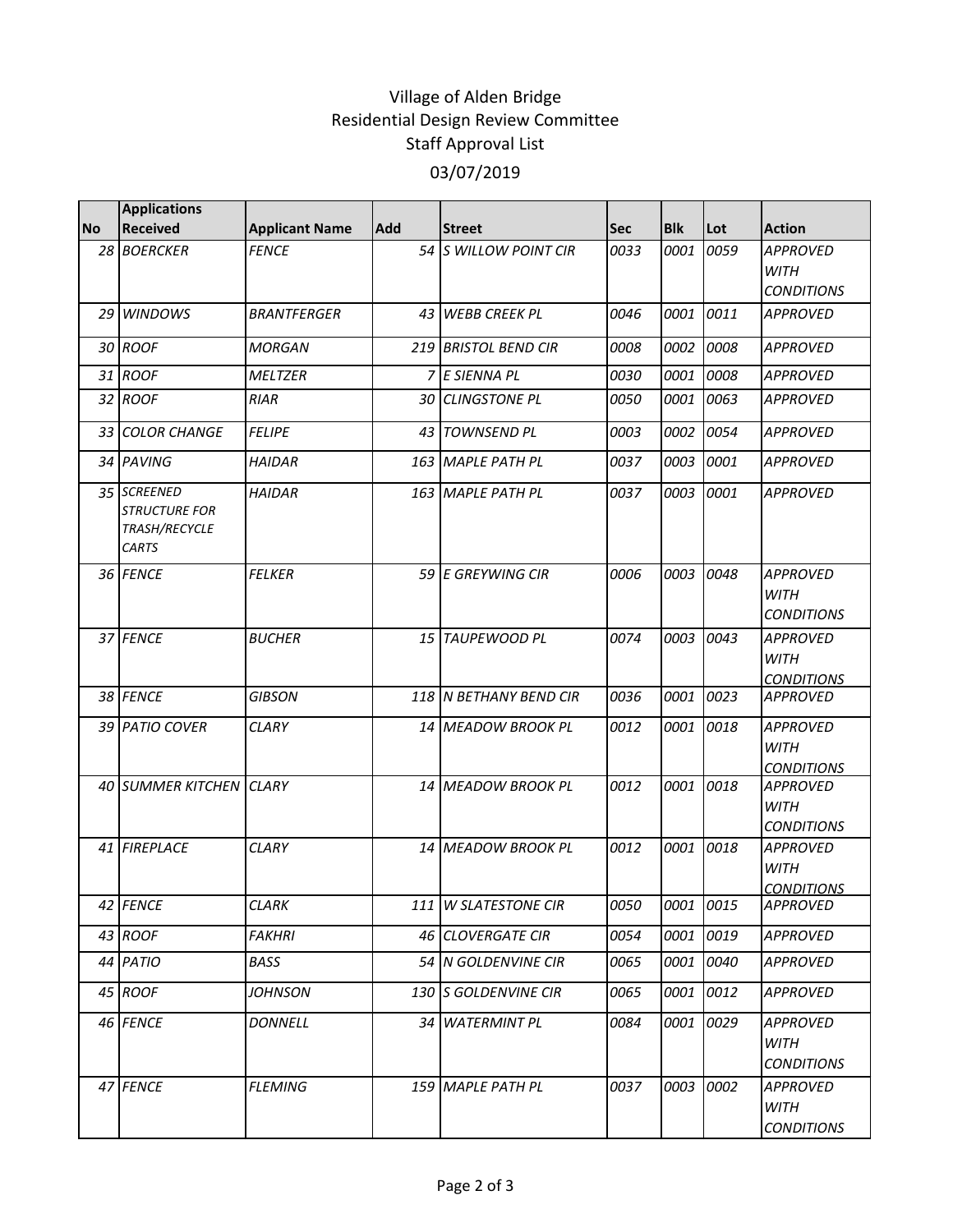# Village of Alden Bridge
## Residential Design Review Committee
## Staff Approval List
## 03/07/2019

| No | Applications Received | Applicant Name | Add | Street | Sec | Blk | Lot | Action |
|---|---|---|---|---|---|---|---|---|
| 28 | BOERCKER | FENCE | 54 | S WILLOW POINT CIR | 0033 | 0001 | 0059 | APPROVED WITH CONDITIONS |
| 29 | WINDOWS | BRANTFERGER | 43 | WEBB CREEK PL | 0046 | 0001 | 0011 | APPROVED |
| 30 | ROOF | MORGAN | 219 | BRISTOL BEND CIR | 0008 | 0002 | 0008 | APPROVED |
| 31 | ROOF | MELTZER | 7 | E SIENNA PL | 0030 | 0001 | 0008 | APPROVED |
| 32 | ROOF | RIAR | 30 | CLINGSTONE PL | 0050 | 0001 | 0063 | APPROVED |
| 33 | COLOR CHANGE | FELIPE | 43 | TOWNSEND PL | 0003 | 0002 | 0054 | APPROVED |
| 34 | PAVING | HAIDAR | 163 | MAPLE PATH PL | 0037 | 0003 | 0001 | APPROVED |
| 35 | SCREENED STRUCTURE FOR TRASH/RECYCLE CARTS | HAIDAR | 163 | MAPLE PATH PL | 0037 | 0003 | 0001 | APPROVED |
| 36 | FENCE | FELKER | 59 | E GREYWING CIR | 0006 | 0003 | 0048 | APPROVED WITH CONDITIONS |
| 37 | FENCE | BUCHER | 15 | TAUPEWOOD PL | 0074 | 0003 | 0043 | APPROVED WITH CONDITIONS |
| 38 | FENCE | GIBSON | 118 | N BETHANY BEND CIR | 0036 | 0001 | 0023 | APPROVED |
| 39 | PATIO COVER | CLARY | 14 | MEADOW BROOK PL | 0012 | 0001 | 0018 | APPROVED WITH CONDITIONS |
| 40 | SUMMER KITCHEN | CLARY | 14 | MEADOW BROOK PL | 0012 | 0001 | 0018 | APPROVED WITH CONDITIONS |
| 41 | FIREPLACE | CLARY | 14 | MEADOW BROOK PL | 0012 | 0001 | 0018 | APPROVED WITH CONDITIONS |
| 42 | FENCE | CLARK | 111 | W SLATESTONE CIR | 0050 | 0001 | 0015 | APPROVED |
| 43 | ROOF | FAKHRI | 46 | CLOVERGATE CIR | 0054 | 0001 | 0019 | APPROVED |
| 44 | PATIO | BASS | 54 | N GOLDENVINE CIR | 0065 | 0001 | 0040 | APPROVED |
| 45 | ROOF | JOHNSON | 130 | S GOLDENVINE CIR | 0065 | 0001 | 0012 | APPROVED |
| 46 | FENCE | DONNELL | 34 | WATERMINT PL | 0084 | 0001 | 0029 | APPROVED WITH CONDITIONS |
| 47 | FENCE | FLEMING | 159 | MAPLE PATH PL | 0037 | 0003 | 0002 | APPROVED WITH CONDITIONS |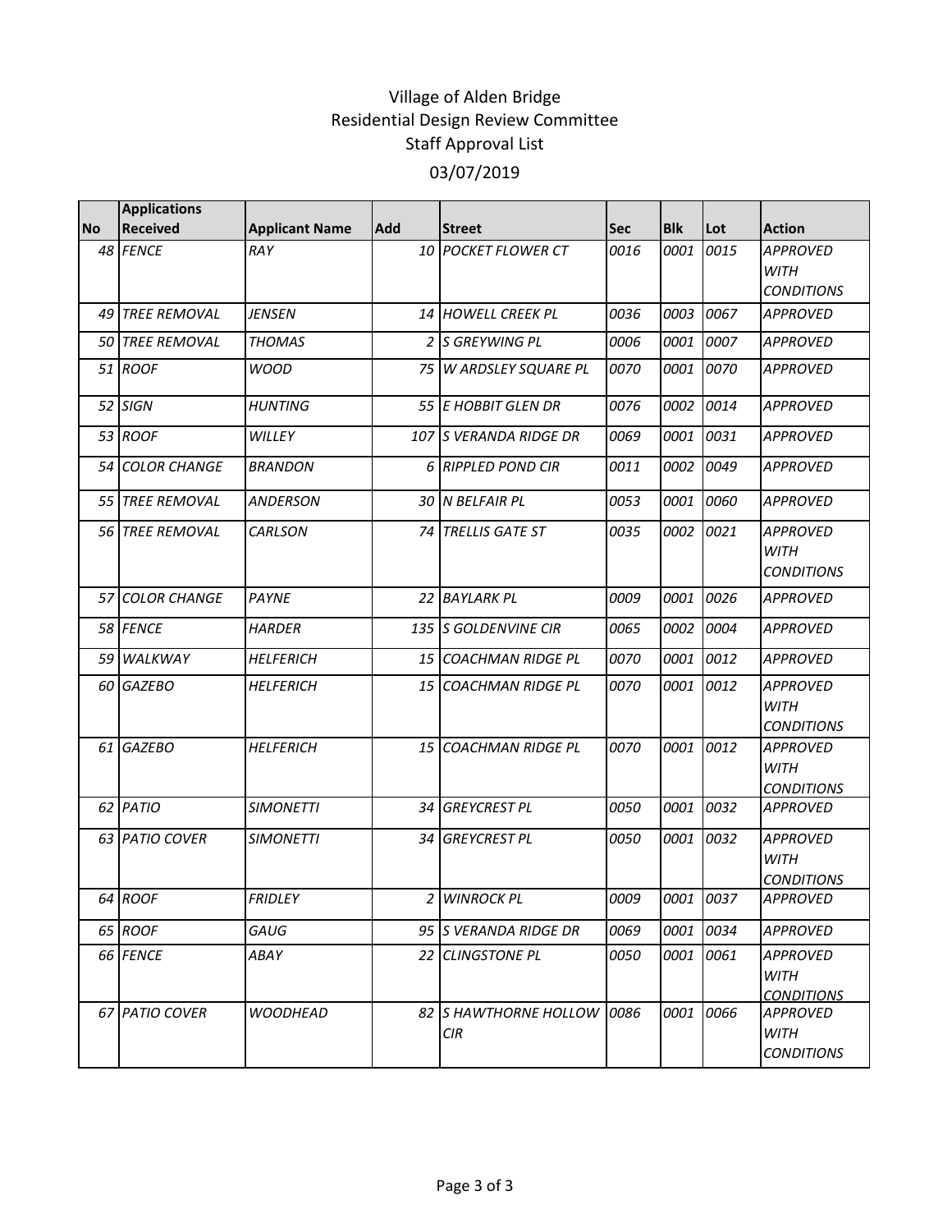# Village of Alden Bridge
## Residential Design Review Committee
### Staff Approval List
### 03/07/2019

| No | Applications Received | Applicant Name | Add | Street | Sec | Blk | Lot | Action |
|---|---|---|---|---|---|---|---|---|
| 48 | *FENCE* | *RAY* | 10 | *POCKET FLOWER CT* | *0016* | *0001* | *0015* | *APPROVED WITH CONDITIONS* |
| 49 | *TREE REMOVAL* | *JENSEN* | 14 | *HOWELL CREEK PL* | *0036* | *0003* | *0067* | *APPROVED* |
| 50 | *TREE REMOVAL* | *THOMAS* | 2 | *S GREYWING PL* | *0006* | *0001* | *0007* | *APPROVED* |
| 51 | *ROOF* | *WOOD* | 75 | *W ARDSLEY SQUARE PL* | *0070* | *0001* | *0070* | *APPROVED* |
| 52 | *SIGN* | *HUNTING* | 55 | *E HOBBIT GLEN DR* | *0076* | *0002* | *0014* | *APPROVED* |
| 53 | *ROOF* | *WILLEY* | 107 | *S VERANDA RIDGE DR* | *0069* | *0001* | *0031* | *APPROVED* |
| 54 | *COLOR CHANGE* | *BRANDON* | 6 | *RIPPLED POND CIR* | *0011* | *0002* | *0049* | *APPROVED* |
| 55 | *TREE REMOVAL* | *ANDERSON* | 30 | *N BELFAIR PL* | *0053* | *0001* | *0060* | *APPROVED* |
| 56 | *TREE REMOVAL* | *CARLSON* | 74 | *TRELLIS GATE ST* | *0035* | *0002* | *0021* | *APPROVED WITH CONDITIONS* |
| 57 | *COLOR CHANGE* | *PAYNE* | 22 | *BAYLARK PL* | *0009* | *0001* | *0026* | *APPROVED* |
| 58 | *FENCE* | *HARDER* | 135 | *S GOLDENVINE CIR* | *0065* | *0002* | *0004* | *APPROVED* |
| 59 | *WALKWAY* | *HELFERICH* | 15 | *COACHMAN RIDGE PL* | *0070* | *0001* | *0012* | *APPROVED* |
| 60 | *GAZEBO* | *HELFERICH* | 15 | *COACHMAN RIDGE PL* | *0070* | *0001* | *0012* | *APPROVED WITH CONDITIONS* |
| 61 | *GAZEBO* | *HELFERICH* | 15 | *COACHMAN RIDGE PL* | *0070* | *0001* | *0012* | *APPROVED WITH CONDITIONS* |
| 62 | *PATIO* | *SIMONETTI* | 34 | *GREYCREST PL* | *0050* | *0001* | *0032* | *APPROVED* |
| 63 | *PATIO COVER* | *SIMONETTI* | 34 | *GREYCREST PL* | *0050* | *0001* | *0032* | *APPROVED WITH CONDITIONS* |
| 64 | *ROOF* | *FRIDLEY* | 2 | *WINROCK PL* | *0009* | *0001* | *0037* | *APPROVED* |
| 65 | *ROOF* | *GAUG* | 95 | *S VERANDA RIDGE DR* | *0069* | *0001* | *0034* | *APPROVED* |
| 66 | *FENCE* | *ABAY* | 22 | *CLINGSTONE PL* | *0050* | *0001* | *0061* | *APPROVED WITH CONDITIONS* |
| 67 | *PATIO COVER* | *WOODHEAD* | 82 | *S HAWTHORNE HOLLOW CIR* | *0086* | *0001* | *0066* | *APPROVED WITH CONDITIONS* |